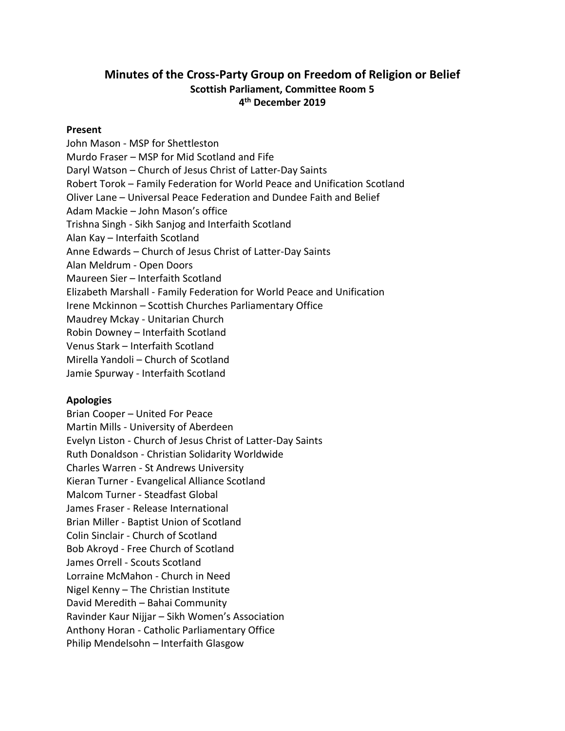# Minutes of the Cross-Party Group on Freedom of Religion or Belief

### Scottish Parliament, Committee Room 5

### 4th December 2019

**Present**

John Mason - MSP for Shettleston
Murdo Fraser – MSP for Mid Scotland and Fife
Daryl Watson – Church of Jesus Christ of Latter-Day Saints
Robert Torok – Family Federation for World Peace and Unification Scotland
Oliver Lane – Universal Peace Federation and Dundee Faith and Belief
Adam Mackie – John Mason's office
Trishna Singh - Sikh Sanjog and Interfaith Scotland
Alan Kay – Interfaith Scotland
Anne Edwards – Church of Jesus Christ of Latter-Day Saints
Alan Meldrum - Open Doors
Maureen Sier – Interfaith Scotland
Elizabeth Marshall - Family Federation for World Peace and Unification
Irene Mckinnon – Scottish Churches Parliamentary Office
Maudrey Mckay - Unitarian Church
Robin Downey – Interfaith Scotland
Venus Stark – Interfaith Scotland
Mirella Yandoli – Church of Scotland
Jamie Spurway - Interfaith Scotland

**Apologies**

Brian Cooper – United For Peace
Martin Mills - University of Aberdeen
Evelyn Liston - Church of Jesus Christ of Latter-Day Saints
Ruth Donaldson - Christian Solidarity Worldwide
Charles Warren - St Andrews University
Kieran Turner - Evangelical Alliance Scotland
Malcom Turner - Steadfast Global
James Fraser - Release International
Brian Miller - Baptist Union of Scotland
Colin Sinclair - Church of Scotland
Bob Akroyd - Free Church of Scotland
James Orrell - Scouts Scotland
Lorraine McMahon - Church in Need
Nigel Kenny – The Christian Institute
David Meredith – Bahai Community
Ravinder Kaur Nijjar – Sikh Women's Association
Anthony Horan - Catholic Parliamentary Office
Philip Mendelsohn – Interfaith Glasgow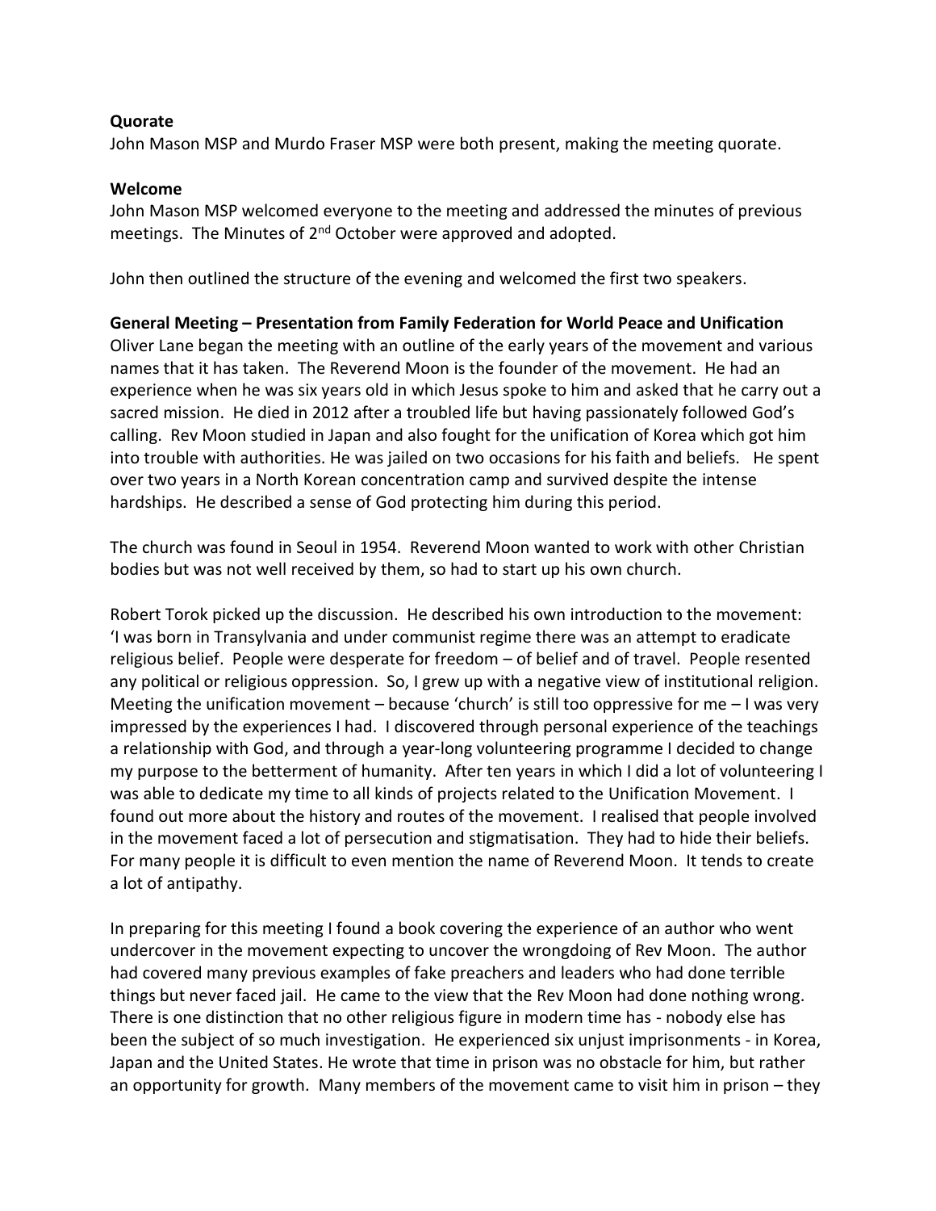**Quorate**
John Mason MSP and Murdo Fraser MSP were both present, making the meeting quorate.

**Welcome**
John Mason MSP welcomed everyone to the meeting and addressed the minutes of previous meetings. The Minutes of 2nd October were approved and adopted.

John then outlined the structure of the evening and welcomed the first two speakers.

**General Meeting – Presentation from Family Federation for World Peace and Unification**
Oliver Lane began the meeting with an outline of the early years of the movement and various names that it has taken. The Reverend Moon is the founder of the movement. He had an experience when he was six years old in which Jesus spoke to him and asked that he carry out a sacred mission. He died in 2012 after a troubled life but having passionately followed God's calling. Rev Moon studied in Japan and also fought for the unification of Korea which got him into trouble with authorities. He was jailed on two occasions for his faith and beliefs. He spent over two years in a North Korean concentration camp and survived despite the intense hardships. He described a sense of God protecting him during this period.

The church was found in Seoul in 1954. Reverend Moon wanted to work with other Christian bodies but was not well received by them, so had to start up his own church.

Robert Torok picked up the discussion. He described his own introduction to the movement: 'I was born in Transylvania and under communist regime there was an attempt to eradicate religious belief. People were desperate for freedom – of belief and of travel. People resented any political or religious oppression. So, I grew up with a negative view of institutional religion. Meeting the unification movement – because 'church' is still too oppressive for me – I was very impressed by the experiences I had. I discovered through personal experience of the teachings a relationship with God, and through a year-long volunteering programme I decided to change my purpose to the betterment of humanity. After ten years in which I did a lot of volunteering I was able to dedicate my time to all kinds of projects related to the Unification Movement. I found out more about the history and routes of the movement. I realised that people involved in the movement faced a lot of persecution and stigmatisation. They had to hide their beliefs. For many people it is difficult to even mention the name of Reverend Moon. It tends to create a lot of antipathy.

In preparing for this meeting I found a book covering the experience of an author who went undercover in the movement expecting to uncover the wrongdoing of Rev Moon. The author had covered many previous examples of fake preachers and leaders who had done terrible things but never faced jail. He came to the view that the Rev Moon had done nothing wrong. There is one distinction that no other religious figure in modern time has - nobody else has been the subject of so much investigation. He experienced six unjust imprisonments - in Korea, Japan and the United States. He wrote that time in prison was no obstacle for him, but rather an opportunity for growth. Many members of the movement came to visit him in prison – they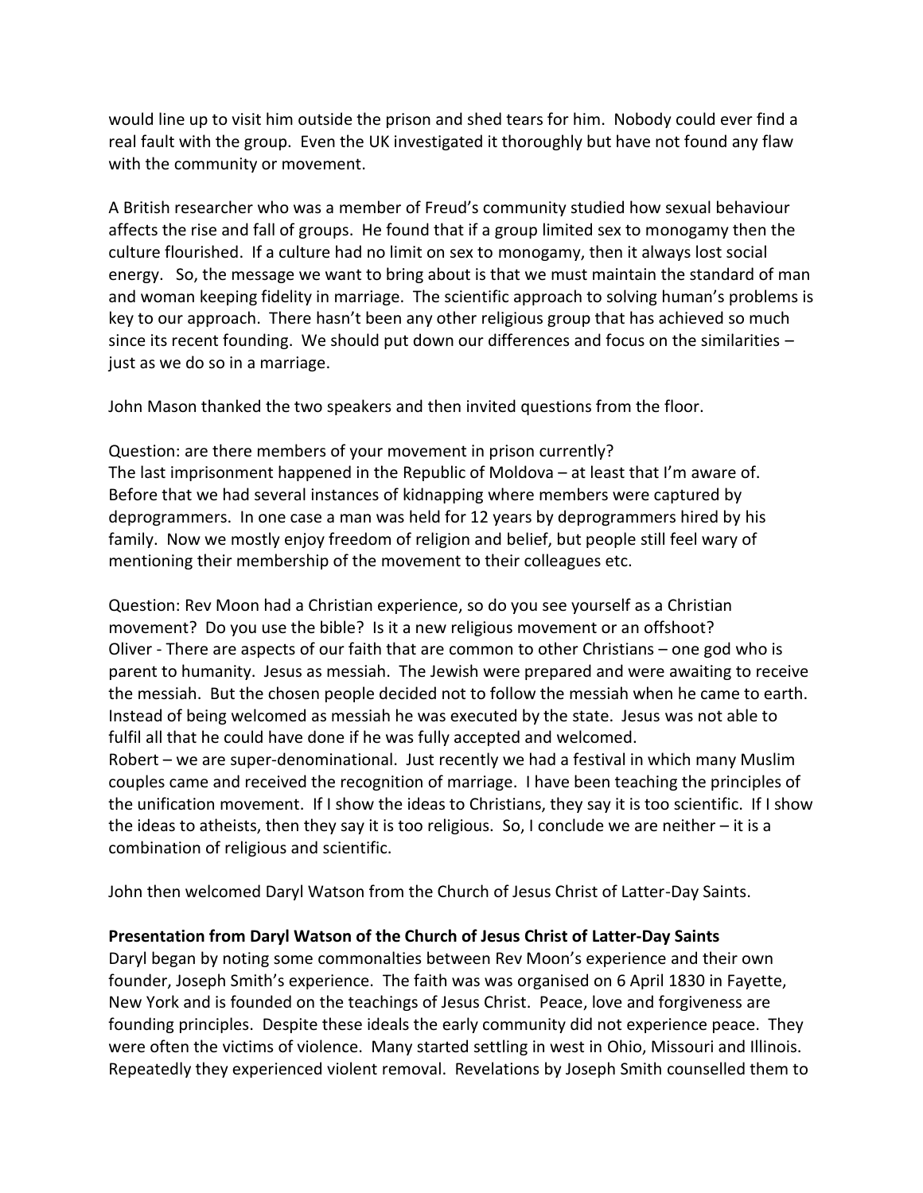would line up to visit him outside the prison and shed tears for him. Nobody could ever find a real fault with the group. Even the UK investigated it thoroughly but have not found any flaw with the community or movement.

A British researcher who was a member of Freud's community studied how sexual behaviour affects the rise and fall of groups. He found that if a group limited sex to monogamy then the culture flourished. If a culture had no limit on sex to monogamy, then it always lost social energy. So, the message we want to bring about is that we must maintain the standard of man and woman keeping fidelity in marriage. The scientific approach to solving human's problems is key to our approach. There hasn't been any other religious group that has achieved so much since its recent founding. We should put down our differences and focus on the similarities – just as we do so in a marriage.

John Mason thanked the two speakers and then invited questions from the floor.

Question: are there members of your movement in prison currently?
The last imprisonment happened in the Republic of Moldova – at least that I'm aware of. Before that we had several instances of kidnapping where members were captured by deprogrammers. In one case a man was held for 12 years by deprogrammers hired by his family. Now we mostly enjoy freedom of religion and belief, but people still feel wary of mentioning their membership of the movement to their colleagues etc.

Question: Rev Moon had a Christian experience, so do you see yourself as a Christian movement? Do you use the bible? Is it a new religious movement or an offshoot?
Oliver - There are aspects of our faith that are common to other Christians – one god who is parent to humanity. Jesus as messiah. The Jewish were prepared and were awaiting to receive the messiah. But the chosen people decided not to follow the messiah when he came to earth. Instead of being welcomed as messiah he was executed by the state. Jesus was not able to fulfil all that he could have done if he was fully accepted and welcomed.
Robert – we are super-denominational. Just recently we had a festival in which many Muslim couples came and received the recognition of marriage. I have been teaching the principles of the unification movement. If I show the ideas to Christians, they say it is too scientific. If I show the ideas to atheists, then they say it is too religious. So, I conclude we are neither – it is a combination of religious and scientific.

John then welcomed Daryl Watson from the Church of Jesus Christ of Latter-Day Saints.

**Presentation from Daryl Watson of the Church of Jesus Christ of Latter-Day Saints**
Daryl began by noting some commonalties between Rev Moon's experience and their own founder, Joseph Smith's experience. The faith was was organised on 6 April 1830 in Fayette, New York and is founded on the teachings of Jesus Christ. Peace, love and forgiveness are founding principles. Despite these ideals the early community did not experience peace. They were often the victims of violence. Many started settling in west in Ohio, Missouri and Illinois. Repeatedly they experienced violent removal. Revelations by Joseph Smith counselled them to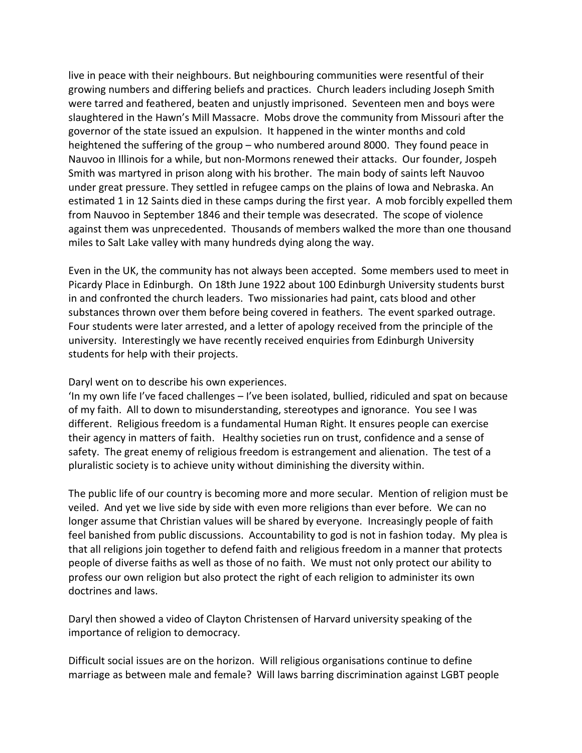live in peace with their neighbours. But neighbouring communities were resentful of their growing numbers and differing beliefs and practices. Church leaders including Joseph Smith were tarred and feathered, beaten and unjustly imprisoned. Seventeen men and boys were slaughtered in the Hawn's Mill Massacre. Mobs drove the community from Missouri after the governor of the state issued an expulsion. It happened in the winter months and cold heightened the suffering of the group – who numbered around 8000. They found peace in Nauvoo in Illinois for a while, but non-Mormons renewed their attacks. Our founder, Jospeh Smith was martyred in prison along with his brother. The main body of saints left Nauvoo under great pressure. They settled in refugee camps on the plains of Iowa and Nebraska. An estimated 1 in 12 Saints died in these camps during the first year. A mob forcibly expelled them from Nauvoo in September 1846 and their temple was desecrated. The scope of violence against them was unprecedented. Thousands of members walked the more than one thousand miles to Salt Lake valley with many hundreds dying along the way.

Even in the UK, the community has not always been accepted. Some members used to meet in Picardy Place in Edinburgh. On 18th June 1922 about 100 Edinburgh University students burst in and confronted the church leaders. Two missionaries had paint, cats blood and other substances thrown over them before being covered in feathers. The event sparked outrage. Four students were later arrested, and a letter of apology received from the principle of the university. Interestingly we have recently received enquiries from Edinburgh University students for help with their projects.

Daryl went on to describe his own experiences.

'In my own life I've faced challenges – I've been isolated, bullied, ridiculed and spat on because of my faith. All to down to misunderstanding, stereotypes and ignorance. You see I was different. Religious freedom is a fundamental Human Right. It ensures people can exercise their agency in matters of faith. Healthy societies run on trust, confidence and a sense of safety. The great enemy of religious freedom is estrangement and alienation. The test of a pluralistic society is to achieve unity without diminishing the diversity within.

The public life of our country is becoming more and more secular. Mention of religion must be veiled. And yet we live side by side with even more religions than ever before. We can no longer assume that Christian values will be shared by everyone. Increasingly people of faith feel banished from public discussions. Accountability to god is not in fashion today. My plea is that all religions join together to defend faith and religious freedom in a manner that protects people of diverse faiths as well as those of no faith. We must not only protect our ability to profess our own religion but also protect the right of each religion to administer its own doctrines and laws.

Daryl then showed a video of Clayton Christensen of Harvard university speaking of the importance of religion to democracy.

Difficult social issues are on the horizon. Will religious organisations continue to define marriage as between male and female? Will laws barring discrimination against LGBT people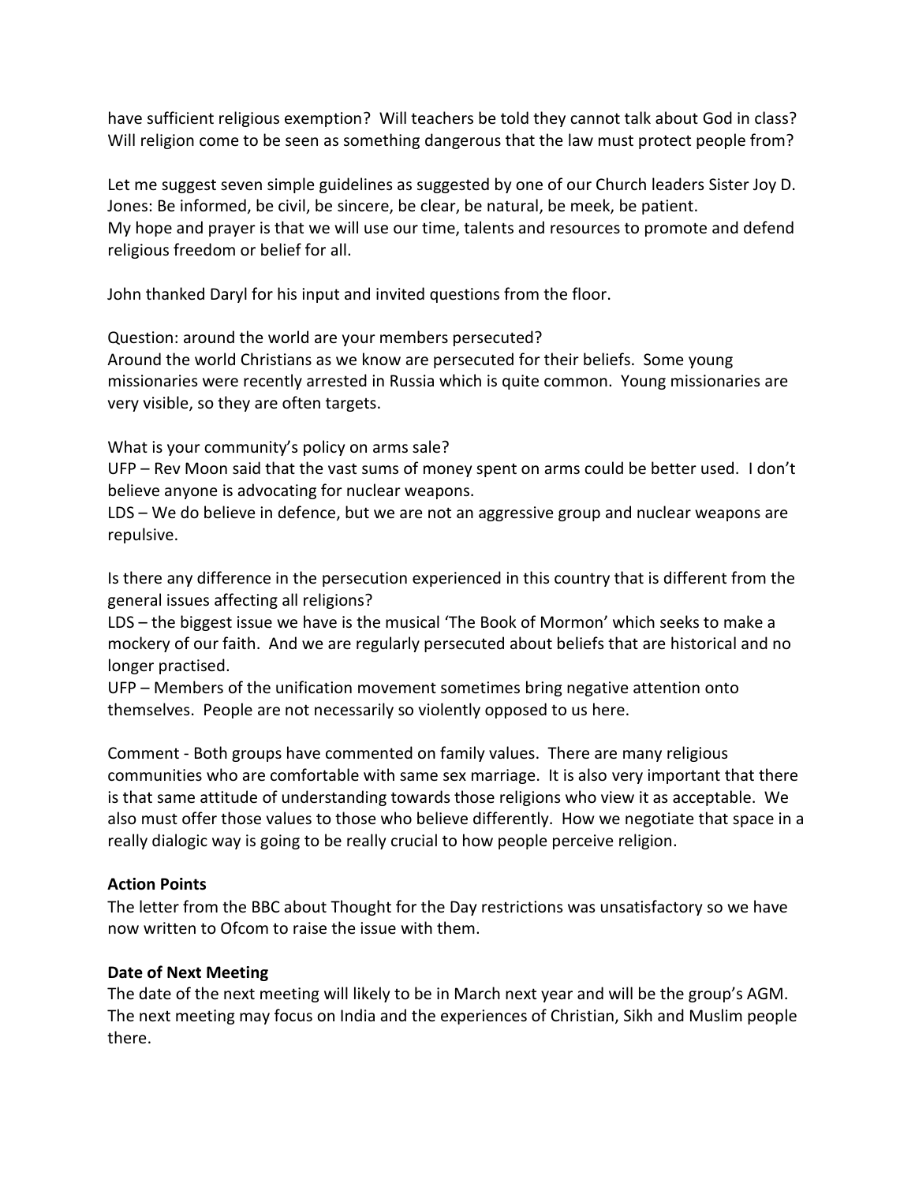have sufficient religious exemption? Will teachers be told they cannot talk about God in class? Will religion come to be seen as something dangerous that the law must protect people from?

Let me suggest seven simple guidelines as suggested by one of our Church leaders Sister Joy D. Jones: Be informed, be civil, be sincere, be clear, be natural, be meek, be patient.
My hope and prayer is that we will use our time, talents and resources to promote and defend religious freedom or belief for all.

John thanked Daryl for his input and invited questions from the floor.

Question: around the world are your members persecuted?
Around the world Christians as we know are persecuted for their beliefs. Some young missionaries were recently arrested in Russia which is quite common. Young missionaries are very visible, so they are often targets.

What is your community's policy on arms sale?
UFP – Rev Moon said that the vast sums of money spent on arms could be better used. I don't believe anyone is advocating for nuclear weapons.
LDS – We do believe in defence, but we are not an aggressive group and nuclear weapons are repulsive.

Is there any difference in the persecution experienced in this country that is different from the general issues affecting all religions?
LDS – the biggest issue we have is the musical 'The Book of Mormon' which seeks to make a mockery of our faith. And we are regularly persecuted about beliefs that are historical and no longer practised.
UFP – Members of the unification movement sometimes bring negative attention onto themselves. People are not necessarily so violently opposed to us here.

Comment - Both groups have commented on family values. There are many religious communities who are comfortable with same sex marriage. It is also very important that there is that same attitude of understanding towards those religions who view it as acceptable. We also must offer those values to those who believe differently. How we negotiate that space in a really dialogic way is going to be really crucial to how people perceive religion.

**Action Points**
The letter from the BBC about Thought for the Day restrictions was unsatisfactory so we have now written to Ofcom to raise the issue with them.

**Date of Next Meeting**
The date of the next meeting will likely to be in March next year and will be the group's AGM. The next meeting may focus on India and the experiences of Christian, Sikh and Muslim people there.